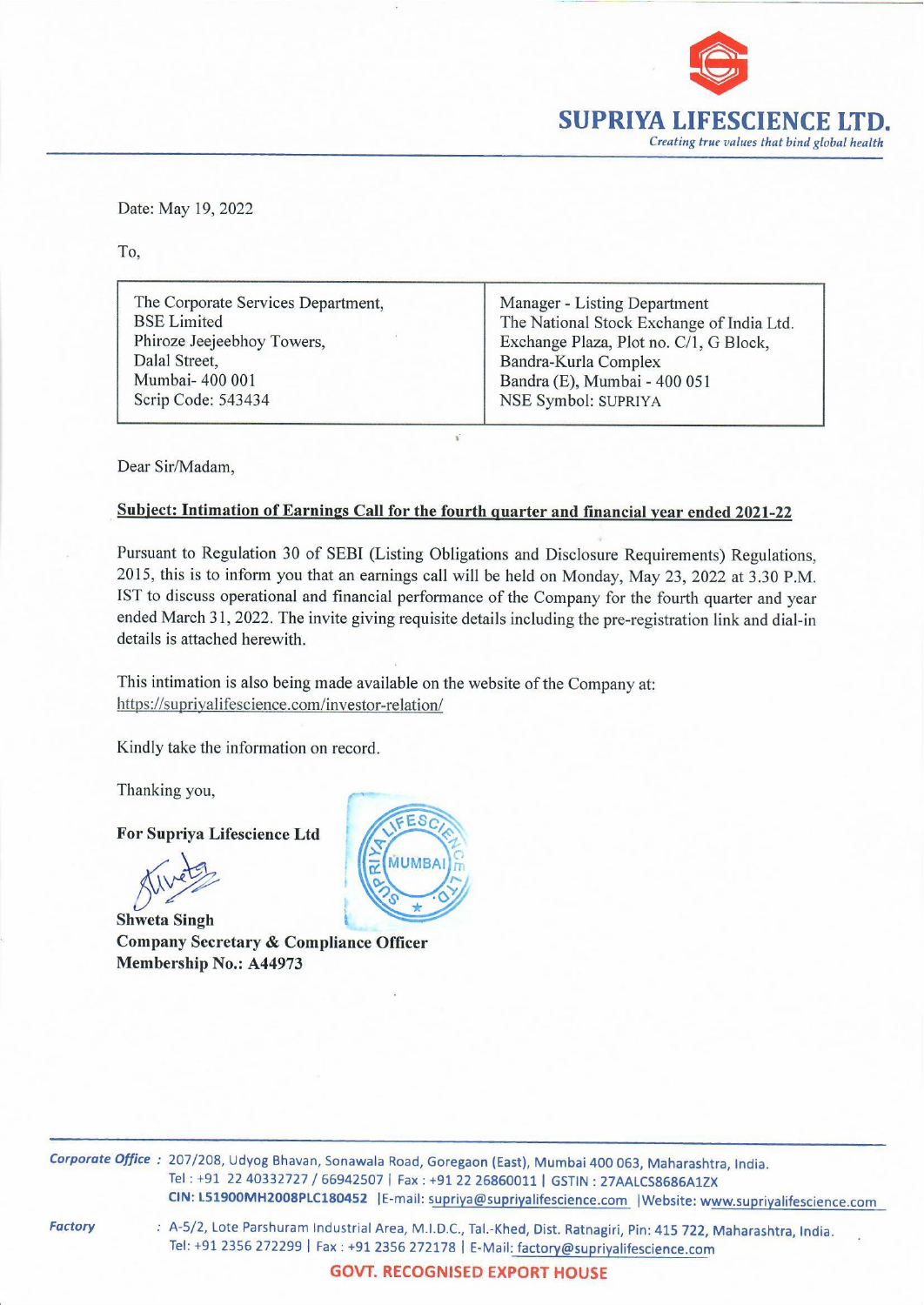**SUPRIYA LIFESCIENCE LTD.**
*Creating true values that bind global health*

Date: May 19, 2022

To,

| The Corporate Services Department,<br>BSE Limited<br>Phiroze Jeejeebhoy Towers,<br>Dalal Street,<br>Mumbai- 400 001<br>Scrip Code: 543434 | Manager - Listing Department<br>The National Stock Exchange of India Ltd.<br>Exchange Plaza, Plot no. C/1, G Block,<br>Bandra-Kurla Complex<br>Bandra (E), Mumbai - 400 051<br>NSE Symbol: SUPRIYA |
|---|---|

Dear Sir/Madam,

**Subject: Intimation of Earnings Call for the fourth quarter and financial year ended 2021-22**

Pursuant to Regulation 30 of SEBI (Listing Obligations and Disclosure Requirements) Regulations, 2015, this is to inform you that an earnings call will be held on Monday, May 23, 2022 at 3.30 P.M. IST to discuss operational and financial performance of the Company for the fourth quarter and year ended March 31, 2022. The invite giving requisite details including the pre-registration link and dial-in details is attached herewith.

This intimation is also being made available on the website of the Company at: https://supriyalifescience.com/investor-relation/

Kindly take the information on record.

Thanking you,

**For Supriya Lifescience Ltd**

**Shweta Singh**
**Company Secretary & Compliance Officer**
**Membership No.: A44973**

*Corporate Office* : 207/208, Udyog Bhavan, Sonawala Road, Goregaon (East), Mumbai 400 063, Maharashtra, India.
Tel : +91 22 40332727 / 66942507 | Fax : +91 22 26860011 | GSTIN : 27AALCS8686A1ZX
**CIN: L51900MH2008PLC180452** | E-mail: supriya@supriyalifescience.com | Website: www.supriyalifescience.com

*Factory* : A-5/2, Lote Parshuram Industrial Area, M.I.D.C., Tal.-Khed, Dist. Ratnagiri, Pin: 415 722, Maharashtra, India.
Tel: +91 2356 272299 | Fax : +91 2356 272178 | E-Mail: factory@supriyalifescience.com

**GOVT. RECOGNISED EXPORT HOUSE**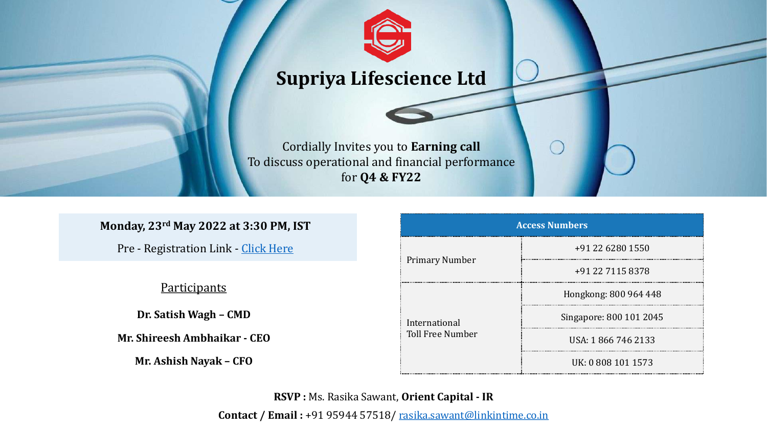# Supriya Lifescience Ltd

Cordially Invites you to **Earning call**
To discuss operational and financial performance
for **Q4 & FY22**

**Monday, 23rd May 2022 at 3:30 PM, IST**

Pre - Registration Link - Click Here

## Participants

**Dr. Satish Wagh – CMD**

**Mr. Shireesh Ambhaikar - CEO**

**Mr. Ashish Nayak – CFO**

| Access Numbers | |
|---|---|
| Primary Number | +91 22 6280 1550 |
| | +91 22 7115 8378 |
| International Toll Free Number | Hongkong: 800 964 448 |
| | Singapore: 800 101 2045 |
| | USA: 1 866 746 2133 |
| | UK: 0 808 101 1573 |

**RSVP :** Ms. Rasika Sawant, **Orient Capital - IR**

**Contact / Email :** +91 95944 57518/ rasika.sawant@linkintime.co.in